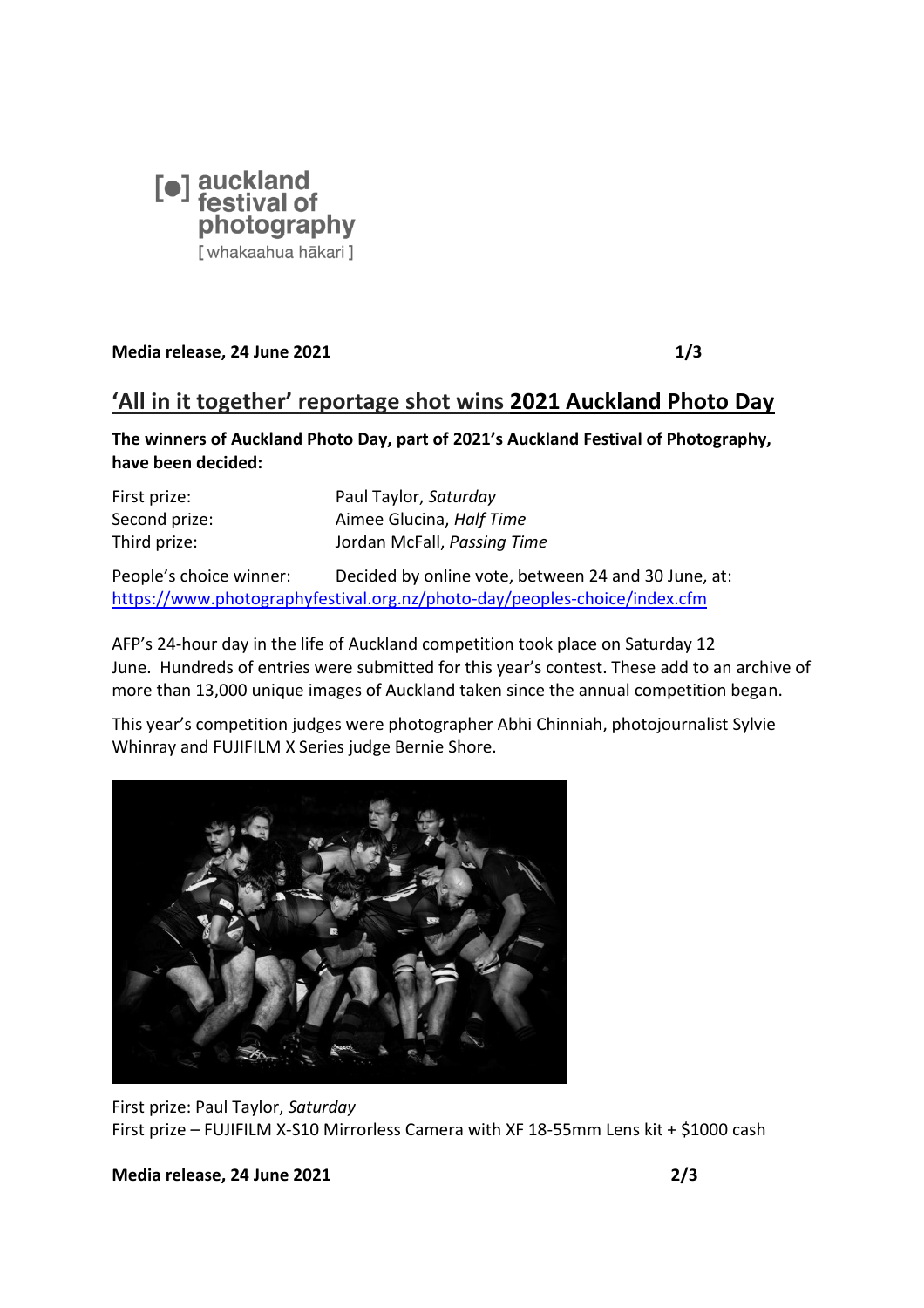auckland festival of photography
[ whakaahua hākari ]

**Media release, 24 June 2021**

## 'All in it together' reportage shot wins **2021 Auckland Photo Day**

**The winners of Auckland Photo Day, part of 2021's Auckland Festival of Photography, have been decided:**

| | |
|---|---|
| First prize: | Paul Taylor, *Saturday* |
| Second prize: | Aimee Glucina, *Half Time* |
| Third prize: | Jordan McFall, *Passing Time* |

People's choice winner: Decided by online vote, between 24 and 30 June, at: https://www.photographyfestival.org.nz/photo-day/peoples-choice/index.cfm

AFP's 24-hour day in the life of Auckland competition took place on Saturday 12 June. Hundreds of entries were submitted for this year's contest. These add to an archive of more than 13,000 unique images of Auckland taken since the annual competition began.

This year's competition judges were photographer Abhi Chinniah, photojournalist Sylvie Whinray and FUJIFILM X Series judge Bernie Shore.

First prize: Paul Taylor, *Saturday*
First prize – FUJIFILM X-S10 Mirrorless Camera with XF 18-55mm Lens kit + $1000 cash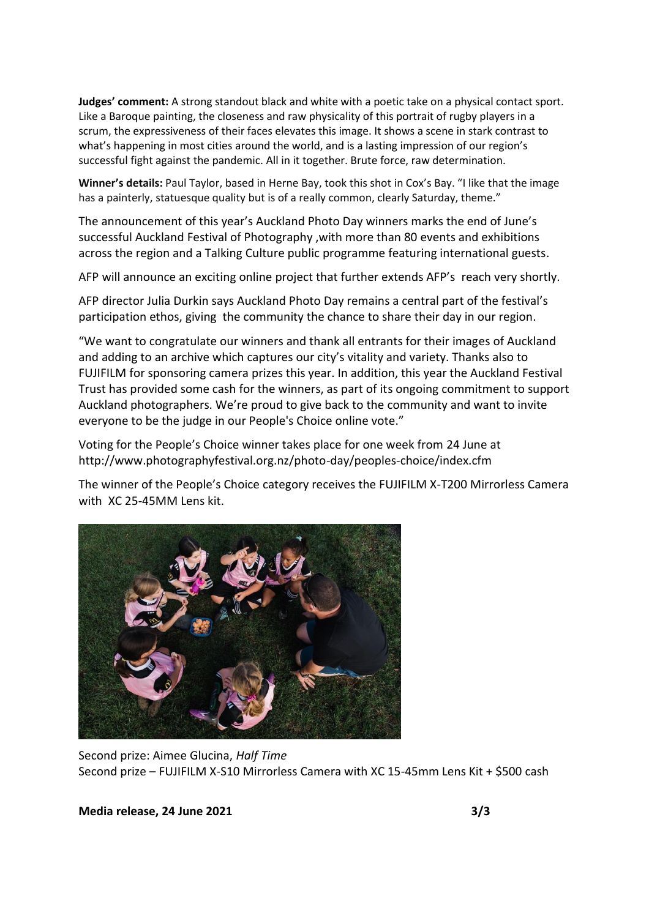**Judges' comment:** A strong standout black and white with a poetic take on a physical contact sport. Like a Baroque painting, the closeness and raw physicality of this portrait of rugby players in a scrum, the expressiveness of their faces elevates this image. It shows a scene in stark contrast to what's happening in most cities around the world, and is a lasting impression of our region's successful fight against the pandemic. All in it together. Brute force, raw determination.

**Winner's details:** Paul Taylor, based in Herne Bay, took this shot in Cox's Bay. "I like that the image has a painterly, statuesque quality but is of a really common, clearly Saturday, theme."

The announcement of this year's Auckland Photo Day winners marks the end of June's successful Auckland Festival of Photography ,with more than 80 events and exhibitions across the region and a Talking Culture public programme featuring international guests.

AFP will announce an exciting online project that further extends AFP's reach very shortly.

AFP director Julia Durkin says Auckland Photo Day remains a central part of the festival's participation ethos, giving the community the chance to share their day in our region.

"We want to congratulate our winners and thank all entrants for their images of Auckland and adding to an archive which captures our city's vitality and variety. Thanks also to FUJIFILM for sponsoring camera prizes this year. In addition, this year the Auckland Festival Trust has provided some cash for the winners, as part of its ongoing commitment to support Auckland photographers. We're proud to give back to the community and want to invite everyone to be the judge in our People's Choice online vote."

Voting for the People's Choice winner takes place for one week from 24 June at http://www.photographyfestival.org.nz/photo-day/peoples-choice/index.cfm

The winner of the People's Choice category receives the FUJIFILM X-T200 Mirrorless Camera with XC 25-45MM Lens kit.

Second prize: Aimee Glucina, *Half Time*
Second prize – FUJIFILM X-S10 Mirrorless Camera with XC 15-45mm Lens Kit + $500 cash

**Media release, 24 June 2021**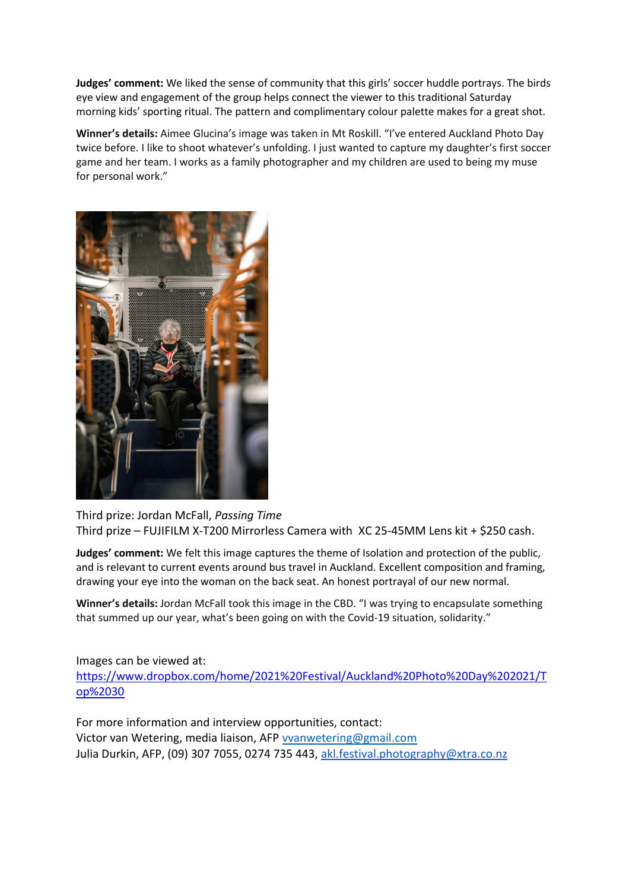**Judges' comment:** We liked the sense of community that this girls' soccer huddle portrays. The birds eye view and engagement of the group helps connect the viewer to this traditional Saturday morning kids' sporting ritual. The pattern and complimentary colour palette makes for a great shot.

**Winner's details:** Aimee Glucina's image was taken in Mt Roskill. "I've entered Auckland Photo Day twice before. I like to shoot whatever's unfolding. I just wanted to capture my daughter's first soccer game and her team. I works as a family photographer and my children are used to being my muse for personal work."

Third prize: Jordan McFall, *Passing Time*
Third prize – FUJIFILM X-T200 Mirrorless Camera with XC 25-45MM Lens kit + $250 cash.

**Judges' comment:** We felt this image captures the theme of Isolation and protection of the public, and is relevant to current events around bus travel in Auckland. Excellent composition and framing, drawing your eye into the woman on the back seat. An honest portrayal of our new normal.

**Winner's details:** Jordan McFall took this image in the CBD. "I was trying to encapsulate something that summed up our year, what's been going on with the Covid-19 situation, solidarity."

Images can be viewed at:
https://www.dropbox.com/home/2021%20Festival/Auckland%20Photo%20Day%202021/Top%2030

For more information and interview opportunities, contact:
Victor van Wetering, media liaison, AFP vvanwetering@gmail.com
Julia Durkin, AFP, (09) 307 7055, 0274 735 443, akl.festival.photography@xtra.co.nz